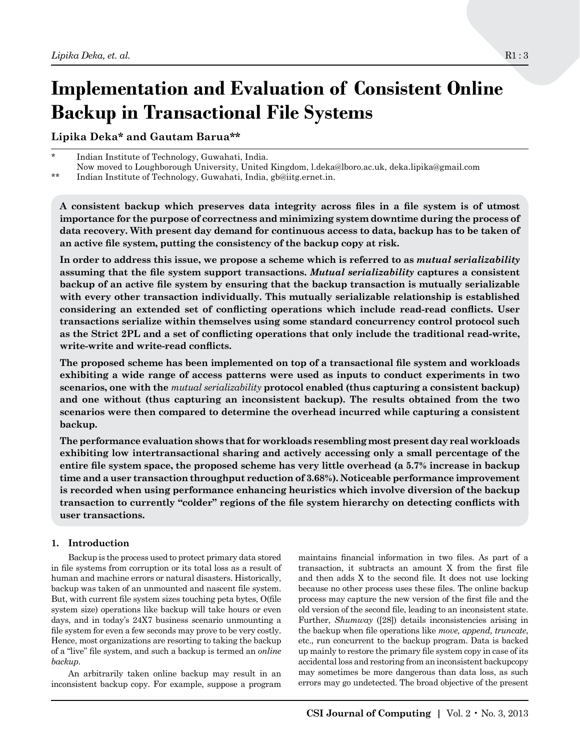# Implementation and Evaluation of Consistent Online Backup in Transactional File Systems

**Lipika Deka\* and Gautam Barua\*\***

\* Indian Institute of Technology, Guwahati, India.
Now moved to Loughborough University, United Kingdom, l.deka@lboro.ac.uk, deka.lipika@gmail.com

\*\* Indian Institute of Technology, Guwahati, India, gb@iitg.ernet.in.

**A consistent backup which preserves data integrity across files in a file system is of utmost importance for the purpose of correctness and minimizing system downtime during the process of data recovery. With present day demand for continuous access to data, backup has to be taken of an active file system, putting the consistency of the backup copy at risk.**

**In order to address this issue, we propose a scheme which is referred to as *mutual serializability* assuming that the file system support transactions. *Mutual serializability* captures a consistent backup of an active file system by ensuring that the backup transaction is mutually serializable with every other transaction individually. This mutually serializable relationship is established considering an extended set of conflicting operations which include read-read conflicts. User transactions serialize within themselves using some standard concurrency control protocol such as the Strict 2PL and a set of conflicting operations that only include the traditional read-write, write-write and write-read conflicts.**

**The proposed scheme has been implemented on top of a transactional file system and workloads exhibiting a wide range of access patterns were used as inputs to conduct experiments in two scenarios, one with the *mutual serializability* protocol enabled (thus capturing a consistent backup) and one without (thus capturing an inconsistent backup). The results obtained from the two scenarios were then compared to determine the overhead incurred while capturing a consistent backup.**

**The performance evaluation shows that for workloads resembling most present day real workloads exhibiting low intertransactional sharing and actively accessing only a small percentage of the entire file system space, the proposed scheme has very little overhead (a 5.7% increase in backup time and a user transaction throughput reduction of 3.68%). Noticeable performance improvement is recorded when using performance enhancing heuristics which involve diversion of the backup transaction to currently "colder" regions of the file system hierarchy on detecting conflicts with user transactions.**

## 1. Introduction

Backup is the process used to protect primary data stored in file systems from corruption or its total loss as a result of human and machine errors or natural disasters. Historically, backup was taken of an unmounted and nascent file system. But, with current file system sizes touching peta bytes, O(file system size) operations like backup will take hours or even days, and in today's 24X7 business scenario unmounting a file system for even a few seconds may prove to be very costly. Hence, most organizations are resorting to taking the backup of a "live" file system, and such a backup is termed an *online backup*.

An arbitrarily taken online backup may result in an inconsistent backup copy. For example, suppose a program maintains financial information in two files. As part of a transaction, it subtracts an amount X from the first file and then adds X to the second file. It does not use locking because no other process uses these files. The online backup process may capture the new version of the first file and the old version of the second file, leading to an inconsistent state. Further, *Shumway* ([28]) details inconsistencies arising in the backup when file operations like *move, append, truncate*, etc., run concurrent to the backup program. Data is backed up mainly to restore the primary file system copy in case of its accidental loss and restoring from an inconsistent backupcopy may sometimes be more dangerous than data loss, as such errors may go undetected. The broad objective of the present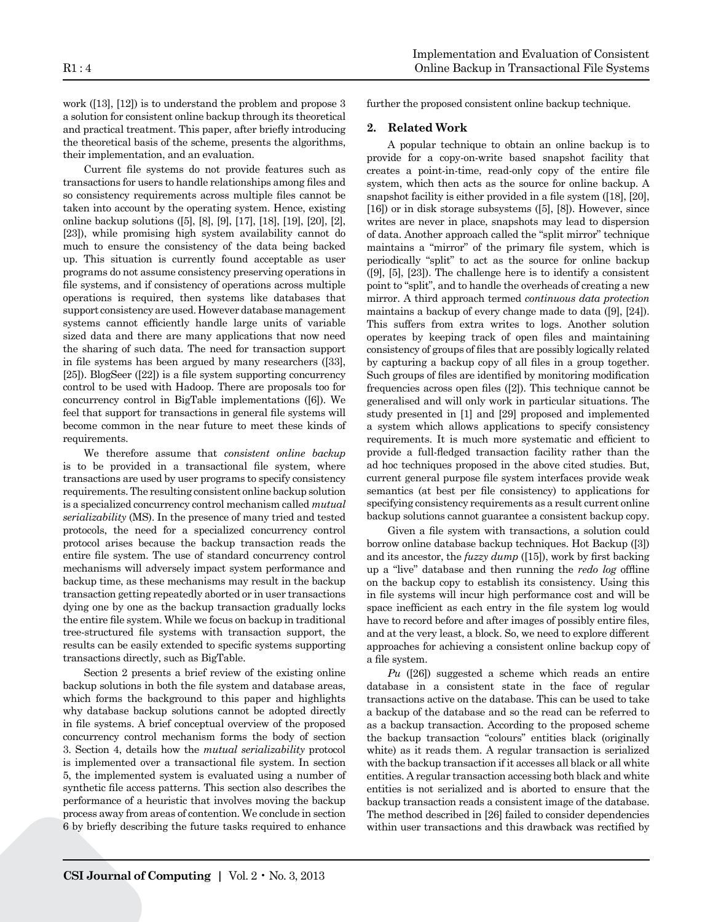work ([13], [12]) is to understand the problem and propose 3 a solution for consistent online backup through its theoretical and practical treatment. This paper, after briefly introducing the theoretical basis of the scheme, presents the algorithms, their implementation, and an evaluation.

Current file systems do not provide features such as transactions for users to handle relationships among files and so consistency requirements across multiple files cannot be taken into account by the operating system. Hence, existing online backup solutions ([5], [8], [9], [17], [18], [19], [20], [2], [23]), while promising high system availability cannot do much to ensure the consistency of the data being backed up. This situation is currently found acceptable as user programs do not assume consistency preserving operations in file systems, and if consistency of operations across multiple operations is required, then systems like databases that support consistency are used. However database management systems cannot efficiently handle large units of variable sized data and there are many applications that now need the sharing of such data. The need for transaction support in file systems has been argued by many researchers ([33], [25]). BlogSeer ([22]) is a file system supporting concurrency control to be used with Hadoop. There are proposals too for concurrency control in BigTable implementations ([6]). We feel that support for transactions in general file systems will become common in the near future to meet these kinds of requirements.

We therefore assume that *consistent online backup* is to be provided in a transactional file system, where transactions are used by user programs to specify consistency requirements. The resulting consistent online backup solution is a specialized concurrency control mechanism called *mutual serializability* (MS). In the presence of many tried and tested protocols, the need for a specialized concurrency control protocol arises because the backup transaction reads the entire file system. The use of standard concurrency control mechanisms will adversely impact system performance and backup time, as these mechanisms may result in the backup transaction getting repeatedly aborted or in user transactions dying one by one as the backup transaction gradually locks the entire file system. While we focus on backup in traditional tree-structured file systems with transaction support, the results can be easily extended to specific systems supporting transactions directly, such as BigTable.

Section 2 presents a brief review of the existing online backup solutions in both the file system and database areas, which forms the background to this paper and highlights why database backup solutions cannot be adopted directly in file systems. A brief conceptual overview of the proposed concurrency control mechanism forms the body of section 3. Section 4, details how the *mutual serializability* protocol is implemented over a transactional file system. In section 5, the implemented system is evaluated using a number of synthetic file access patterns. This section also describes the performance of a heuristic that involves moving the backup process away from areas of contention. We conclude in section 6 by briefly describing the future tasks required to enhance further the proposed consistent online backup technique.

## 2. Related Work

A popular technique to obtain an online backup is to provide for a copy-on-write based snapshot facility that creates a point-in-time, read-only copy of the entire file system, which then acts as the source for online backup. A snapshot facility is either provided in a file system ([18], [20], [16]) or in disk storage subsystems ([5], [8]). However, since writes are never in place, snapshots may lead to dispersion of data. Another approach called the "split mirror" technique maintains a "mirror" of the primary file system, which is periodically "split" to act as the source for online backup ([9], [5], [23]). The challenge here is to identify a consistent point to "split", and to handle the overheads of creating a new mirror. A third approach termed *continuous data protection* maintains a backup of every change made to data ([9], [24]). This suffers from extra writes to logs. Another solution operates by keeping track of open files and maintaining consistency of groups of files that are possibly logically related by capturing a backup copy of all files in a group together. Such groups of files are identified by monitoring modification frequencies across open files ([2]). This technique cannot be generalised and will only work in particular situations. The study presented in [1] and [29] proposed and implemented a system which allows applications to specify consistency requirements. It is much more systematic and efficient to provide a full-fledged transaction facility rather than the ad hoc techniques proposed in the above cited studies. But, current general purpose file system interfaces provide weak semantics (at best per file consistency) to applications for specifying consistency requirements as a result current online backup solutions cannot guarantee a consistent backup copy.

Given a file system with transactions, a solution could borrow online database backup techniques. Hot Backup ([3]) and its ancestor, the *fuzzy dump* ([15]), work by first backing up a "live" database and then running the *redo log* offline on the backup copy to establish its consistency. Using this in file systems will incur high performance cost and will be space inefficient as each entry in the file system log would have to record before and after images of possibly entire files, and at the very least, a block. So, we need to explore different approaches for achieving a consistent online backup copy of a file system.

*Pu* ([26]) suggested a scheme which reads an entire database in a consistent state in the face of regular transactions active on the database. This can be used to take a backup of the database and so the read can be referred to as a backup transaction. According to the proposed scheme the backup transaction "colours" entities black (originally white) as it reads them. A regular transaction is serialized with the backup transaction if it accesses all black or all white entities. A regular transaction accessing both black and white entities is not serialized and is aborted to ensure that the backup transaction reads a consistent image of the database. The method described in [26] failed to consider dependencies within user transactions and this drawback was rectified by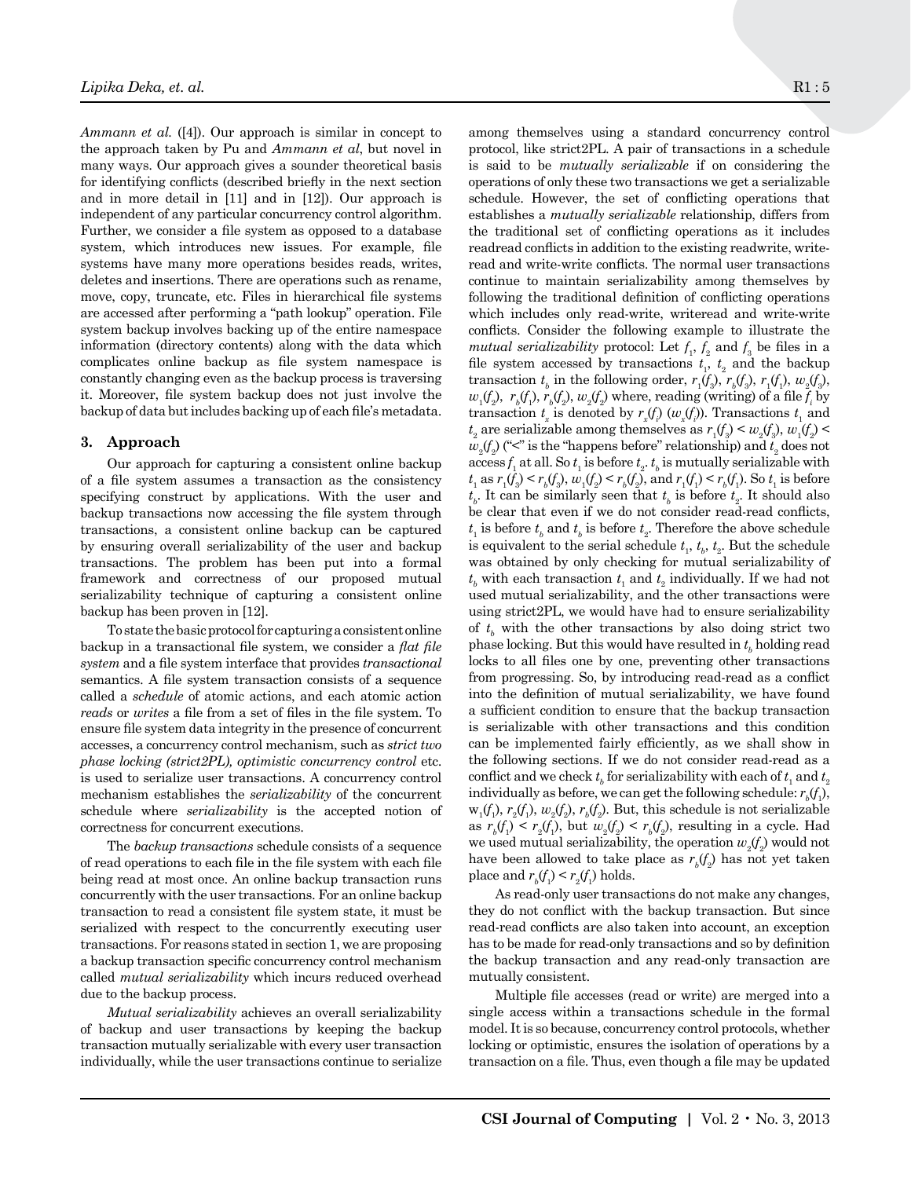*Ammann et al.* ([4]). Our approach is similar in concept to the approach taken by Pu and *Ammann et al*, but novel in many ways. Our approach gives a sounder theoretical basis for identifying conflicts (described briefly in the next section and in more detail in [11] and in [12]). Our approach is independent of any particular concurrency control algorithm. Further, we consider a file system as opposed to a database system, which introduces new issues. For example, file systems have many more operations besides reads, writes, deletes and insertions. There are operations such as rename, move, copy, truncate, etc. Files in hierarchical file systems are accessed after performing a "path lookup" operation. File system backup involves backing up of the entire namespace information (directory contents) along with the data which complicates online backup as file system namespace is constantly changing even as the backup process is traversing it. Moreover, file system backup does not just involve the backup of data but includes backing up of each file's metadata.

## 3. Approach

Our approach for capturing a consistent online backup of a file system assumes a transaction as the consistency specifying construct by applications. With the user and backup transactions now accessing the file system through transactions, a consistent online backup can be captured by ensuring overall serializability of the user and backup transactions. The problem has been put into a formal framework and correctness of our proposed mutual serializability technique of capturing a consistent online backup has been proven in [12].

To state the basic protocol for capturing a consistent online backup in a transactional file system, we consider a *flat file system* and a file system interface that provides *transactional* semantics. A file system transaction consists of a sequence called a *schedule* of atomic actions, and each atomic action *reads* or *writes* a file from a set of files in the file system. To ensure file system data integrity in the presence of concurrent accesses, a concurrency control mechanism, such as *strict two phase locking (strict2PL), optimistic concurrency control* etc. is used to serialize user transactions. A concurrency control mechanism establishes the *serializability* of the concurrent schedule where *serializability* is the accepted notion of correctness for concurrent executions.

The *backup transactions* schedule consists of a sequence of read operations to each file in the file system with each file being read at most once. An online backup transaction runs concurrently with the user transactions. For an online backup transaction to read a consistent file system state, it must be serialized with respect to the concurrently executing user transactions. For reasons stated in section 1, we are proposing a backup transaction specific concurrency control mechanism called *mutual serializability* which incurs reduced overhead due to the backup process.

*Mutual serializability* achieves an overall serializability of backup and user transactions by keeping the backup transaction mutually serializable with every user transaction individually, while the user transactions continue to serialize among themselves using a standard concurrency control protocol, like strict2PL. A pair of transactions in a schedule is said to be *mutually serializable* if on considering the operations of only these two transactions we get a serializable schedule. However, the set of conflicting operations that establishes a *mutually serializable* relationship, differs from the traditional set of conflicting operations as it includes readread conflicts in addition to the existing readwrite, writeread and write-write conflicts. The normal user transactions continue to maintain serializability among themselves by following the traditional definition of conflicting operations which includes only read-write, writeread and write-write conflicts. Consider the following example to illustrate the *mutual serializability* protocol: Let $f_1$, $f_2$ and $f_3$ be files in a file system accessed by transactions $t_1$, $t_2$ and the backup transaction $t_b$ in the following order, $r_1(f_3)$, $r_b(f_3)$, $r_1(f_1)$, $w_2(f_3)$, $w_1(f_2)$, $r_b(f_1)$, $r_b(f_2)$, $w_2(f_2)$ where, reading (writing) of a file $f_i$ by transaction $t_x$ is denoted by $r_x(f_i)$ ($w_x(f_i)$). Transactions $t_1$ and $t_2$ are serializable among themselves as $r_1(f_3) < w_2(f_3)$, $w_1(f_2) < w_2(f_2)$ ("<" is the "happens before" relationship) and $t_2$ does not access $f_1$ at all. So $t_1$ is before $t_2$. $t_b$ is mutually serializable with $t_1$ as $r_1(f_3) < r_b(f_3)$, $w_1(f_2) < r_b(f_2)$, and $r_1(f_1) < r_b(f_1)$. So $t_1$ is before $t_b$. It can be similarly seen that $t_b$ is before $t_2$. It should also be clear that even if we do not consider read-read conflicts, $t_1$ is before $t_b$ and $t_b$ is before $t_2$. Therefore the above schedule is equivalent to the serial schedule $t_1$, $t_b$, $t_2$. But the schedule was obtained by only checking for mutual serializability of $t_b$ with each transaction $t_1$ and $t_2$ individually. If we had not used mutual serializability, and the other transactions were using strict2PL, we would have had to ensure serializability of $t_b$ with the other transactions by also doing strict two phase locking. But this would have resulted in $t_b$ holding read locks to all files one by one, preventing other transactions from progressing. So, by introducing read-read as a conflict into the definition of mutual serializability, we have found a sufficient condition to ensure that the backup transaction is serializable with other transactions and this condition can be implemented fairly efficiently, as we shall show in the following sections. If we do not consider read-read as a conflict and we check $t_b$ for serializability with each of $t_1$ and $t_2$ individually as before, we can get the following schedule: $r_b(f_1)$, $w_1(f_1)$, $r_2(f_1)$, $w_2(f_2)$, $r_b(f_2)$. But, this schedule is not serializable as $r_b(f_1) < r_2(f_1)$, but $w_2(f_2) < r_b(f_2)$, resulting in a cycle. Had we used mutual serializability, the operation $w_2(f_2)$ would not have been allowed to take place as $r_b(f_2)$ has not yet taken place and $r_b(f_1) < r_2(f_1)$ holds.

As read-only user transactions do not make any changes, they do not conflict with the backup transaction. But since read-read conflicts are also taken into account, an exception has to be made for read-only transactions and so by definition the backup transaction and any read-only transaction are mutually consistent.

Multiple file accesses (read or write) are merged into a single access within a transactions schedule in the formal model. It is so because, concurrency control protocols, whether locking or optimistic, ensures the isolation of operations by a transaction on a file. Thus, even though a file may be updated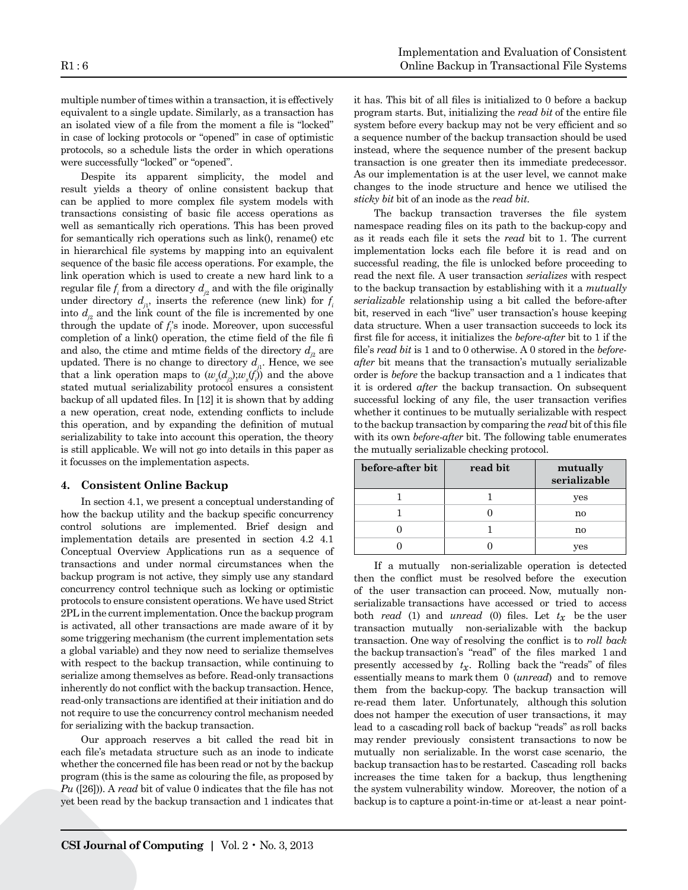multiple number of times within a transaction, it is effectively equivalent to a single update. Similarly, as a transaction has an isolated view of a file from the moment a file is "locked" in case of locking protocols or "opened" in case of optimistic protocols, so a schedule lists the order in which operations were successfully "locked" or "opened".

Despite its apparent simplicity, the model and result yields a theory of online consistent backup that can be applied to more complex file system models with transactions consisting of basic file access operations as well as semantically rich operations. This has been proved for semantically rich operations such as link(), rename() etc in hierarchical file systems by mapping into an equivalent sequence of the basic file access operations. For example, the link operation which is used to create a new hard link to a regular file $f_i$ from a directory $d_{j2}$ and with the file originally under directory $d_{j1}$, inserts the reference (new link) for $f_i$ into $d_{j2}$ and the link count of the file is incremented by one through the update of $f_i$'s inode. Moreover, upon successful completion of a link() operation, the ctime field of the file fi and also, the ctime and mtime fields of the directory $d_{j2}$ are updated. There is no change to directory $d_{j1}$. Hence, we see that a link operation maps to $(w_x(d_{j2});w_x(f_i))$ and the above stated mutual serializability protocol ensures a consistent backup of all updated files. In [12] it is shown that by adding a new operation, creat node, extending conflicts to include this operation, and by expanding the definition of mutual serializability to take into account this operation, the theory is still applicable. We will not go into details in this paper as it focusses on the implementation aspects.

## 4. Consistent Online Backup

In section 4.1, we present a conceptual understanding of how the backup utility and the backup specific concurrency control solutions are implemented. Brief design and implementation details are presented in section 4.2 4.1 Conceptual Overview Applications run as a sequence of transactions and under normal circumstances when the backup program is not active, they simply use any standard concurrency control technique such as locking or optimistic protocols to ensure consistent operations. We have used Strict 2PL in the current implementation. Once the backup program is activated, all other transactions are made aware of it by some triggering mechanism (the current implementation sets a global variable) and they now need to serialize themselves with respect to the backup transaction, while continuing to serialize among themselves as before. Read-only transactions inherently do not conflict with the backup transaction. Hence, read-only transactions are identified at their initiation and do not require to use the concurrency control mechanism needed for serializing with the backup transaction.

Our approach reserves a bit called the read bit in each file's metadata structure such as an inode to indicate whether the concerned file has been read or not by the backup program (this is the same as colouring the file, as proposed by *Pu* ([26])). A *read* bit of value 0 indicates that the file has not yet been read by the backup transaction and 1 indicates that it has. This bit of all files is initialized to 0 before a backup program starts. But, initializing the *read bit* of the entire file system before every backup may not be very efficient and so a sequence number of the backup transaction should be used instead, where the sequence number of the present backup transaction is one greater then its immediate predecessor. As our implementation is at the user level, we cannot make changes to the inode structure and hence we utilised the *sticky bit* bit of an inode as the *read bit*.

The backup transaction traverses the file system namespace reading files on its path to the backup-copy and as it reads each file it sets the *read* bit to 1. The current implementation locks each file before it is read and on successful reading, the file is unlocked before proceeding to read the next file. A user transaction *serializes* with respect to the backup transaction by establishing with it a *mutually serializable* relationship using a bit called the before-after bit, reserved in each "live" user transaction's house keeping data structure. When a user transaction succeeds to lock its first file for access, it initializes the *before-after* bit to 1 if the file's *read bit* is 1 and to 0 otherwise. A 0 stored in the *before-after* bit means that the transaction's mutually serializable order is *before* the backup transaction and a 1 indicates that it is ordered *after* the backup transaction. On subsequent successful locking of any file, the user transaction verifies whether it continues to be mutually serializable with respect to the backup transaction by comparing the *read* bit of this file with its own *before-after* bit. The following table enumerates the mutually serializable checking protocol.

| before-after bit | read bit | mutually serializable |
|---|---|---|
| 1 | 1 | yes |
| 1 | 0 | no |
| 0 | 1 | no |
| 0 | 0 | yes |

If a mutually non-serializable operation is detected then the conflict must be resolved before the execution of the user transaction can proceed. Now, mutually non-serializable transactions have accessed or tried to access both *read* (1) and *unread* (0) files. Let $t_X$ be the user transaction mutually non-serializable with the backup transaction. One way of resolving the conflict is to *roll back* the backup transaction's "read" of the files marked 1 and presently accessed by $t_X$. Rolling back the "reads" of files essentially means to mark them 0 (*unread*) and to remove them from the backup-copy. The backup transaction will re-read them later. Unfortunately, although this solution does not hamper the execution of user transactions, it may lead to a cascading roll back of backup "reads" as roll backs may render previously consistent transactions to now be mutually non serializable. In the worst case scenario, the backup transaction has to be restarted. Cascading roll backs increases the time taken for a backup, thus lengthening the system vulnerability window. Moreover, the notion of a backup is to capture a point-in-time or at-least a near point-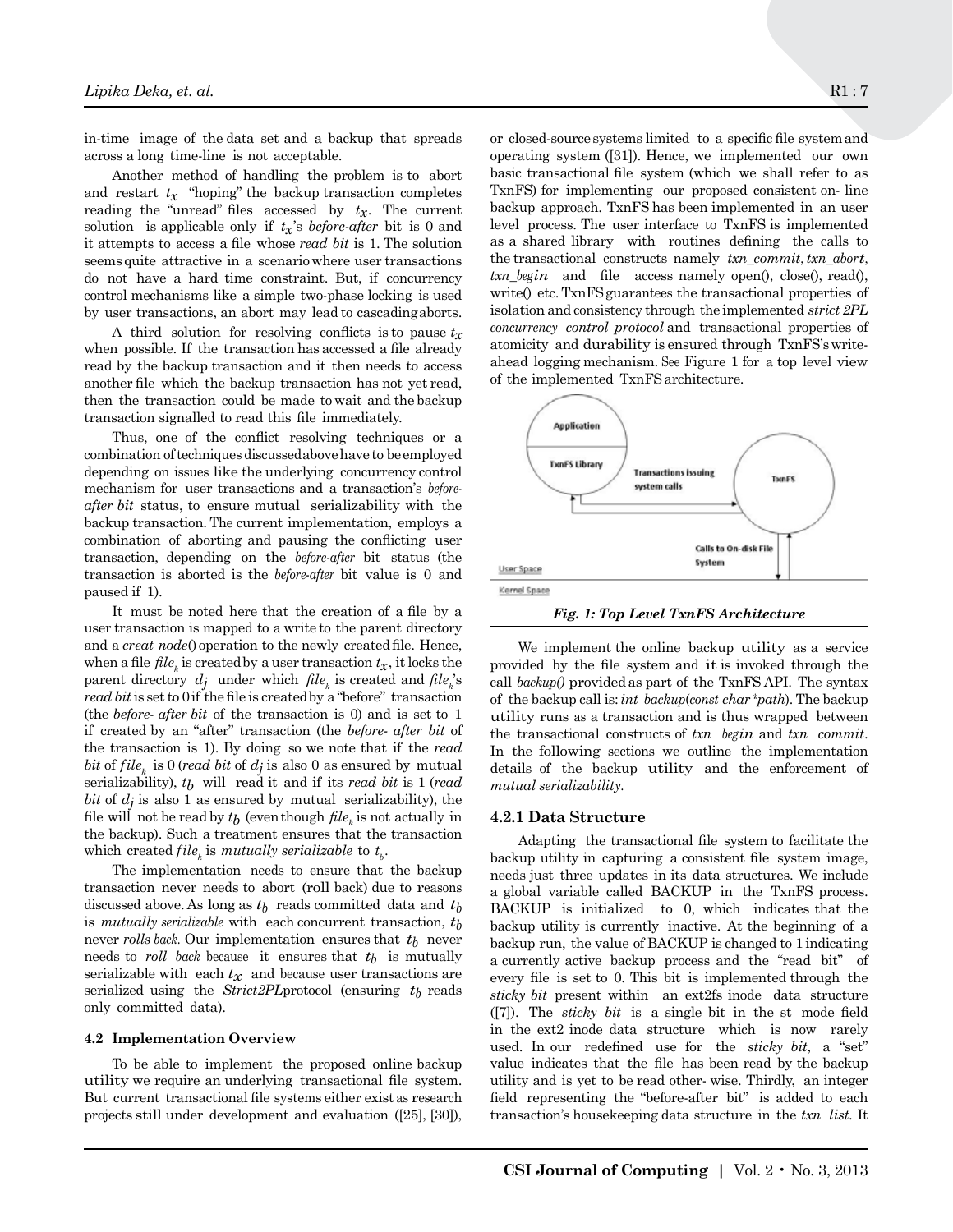in-time image of the data set and a backup that spreads across a long time-line is not acceptable.

Another method of handling the problem is to abort and restart $t_x$ "hoping" the backup transaction completes reading the "unread" files accessed by $t_x$. The current solution is applicable only if $t_x$'s *before-after* bit is 0 and it attempts to access a file whose *read bit* is 1. The solution seems quite attractive in a scenario where user transactions do not have a hard time constraint. But, if concurrency control mechanisms like a simple two-phase locking is used by user transactions, an abort may lead to cascading aborts.

A third solution for resolving conflicts is to pause $t_x$ when possible. If the transaction has accessed a file already read by the backup transaction and it then needs to access another file which the backup transaction has not yet read, then the transaction could be made to wait and the backup transaction signalled to read this file immediately.

Thus, one of the conflict resolving techniques or a combination of techniques discussed above have to be employed depending on issues like the underlying concurrency control mechanism for user transactions and a transaction's *before-after bit* status, to ensure mutual serializability with the backup transaction. The current implementation, employs a combination of aborting and pausing the conflicting user transaction, depending on the *before-after* bit status (the transaction is aborted is the *before-after* bit value is 0 and paused if 1).

It must be noted here that the creation of a file by a user transaction is mapped to a write to the parent directory and a *creat node*() operation to the newly created file. Hence, when a file $file_k$ is created by a user transaction $t_x$, it locks the parent directory $d_j$ under which $file_k$ is created and $file_k$'s *read bit* is set to 0 if the file is created by a "before" transaction (the *before- after bit* of the transaction is 0) and is set to 1 if created by an "after" transaction (the *before- after bit* of the transaction is 1). By doing so we note that if the *read bit* of $file_k$ is 0 (*read bit* of $d_j$ is also 0 as ensured by mutual serializability), $t_b$ will read it and if its *read bit* is 1 (*read bit* of $d_j$ is also 1 as ensured by mutual serializability), the file will not be read by $t_b$ (even though $file_k$ is not actually in the backup). Such a treatment ensures that the transaction which created $file_k$ is *mutually serializable* to $t_b$.

The implementation needs to ensure that the backup transaction never needs to abort (roll back) due to reasons discussed above. As long as $t_b$ reads committed data and $t_b$ is *mutually serializable* with each concurrent transaction, $t_b$ never *rolls back*. Our implementation ensures that $t_b$ never needs to *roll back* because it ensures that $t_b$ is mutually serializable with each $t_x$ and because user transactions are serialized using the *Strict2PL*protocol (ensuring $t_b$ reads only committed data).

### 4.2 Implementation Overview

To be able to implement the proposed online backup utility we require an underlying transactional file system. But current transactional file systems either exist as research projects still under development and evaluation ([25], [30]), or closed-source systems limited to a specific file system and operating system ([31]). Hence, we implemented our own basic transactional file system (which we shall refer to as TxnFS) for implementing our proposed consistent on- line backup approach. TxnFS has been implemented in an user level process. The user interface to TxnFS is implemented as a shared library with routines defining the calls to the transactional constructs namely *txn_commit*, *txn_abort*, *txn_begin* and file access namely open(), close(), read(), write() etc. TxnFS guarantees the transactional properties of isolation and consistency through the implemented *strict 2PL concurrency control protocol* and transactional properties of atomicity and durability is ensured through TxnFS's write-ahead logging mechanism. See Figure 1 for a top level view of the implemented TxnFS architecture.

*Fig. 1: Top Level TxnFS Architecture*

We implement the online backup utility as a service provided by the file system and it is invoked through the call *backup()* provided as part of the TxnFS API. The syntax of the backup call is: *int backup(const char \*path)*. The backup utility runs as a transaction and is thus wrapped between the transactional constructs of *txn begin* and *txn commit*. In the following sections we outline the implementation details of the backup utility and the enforcement of *mutual serializability*.

#### 4.2.1 Data Structure

Adapting the transactional file system to facilitate the backup utility in capturing a consistent file system image, needs just three updates in its data structures. We include a global variable called BACKUP in the TxnFS process. BACKUP is initialized to 0, which indicates that the backup utility is currently inactive. At the beginning of a backup run, the value of BACKUP is changed to 1 indicating a currently active backup process and the "read bit" of every file is set to 0. This bit is implemented through the *sticky bit* present within an ext2fs inode data structure ([7]). The *sticky bit* is a single bit in the st mode field in the ext2 inode data structure which is now rarely used. In our redefined use for the *sticky bit*, a "set" value indicates that the file has been read by the backup utility and is yet to be read other- wise. Thirdly, an integer field representing the "before-after bit" is added to each transaction's housekeeping data structure in the *txn list*. It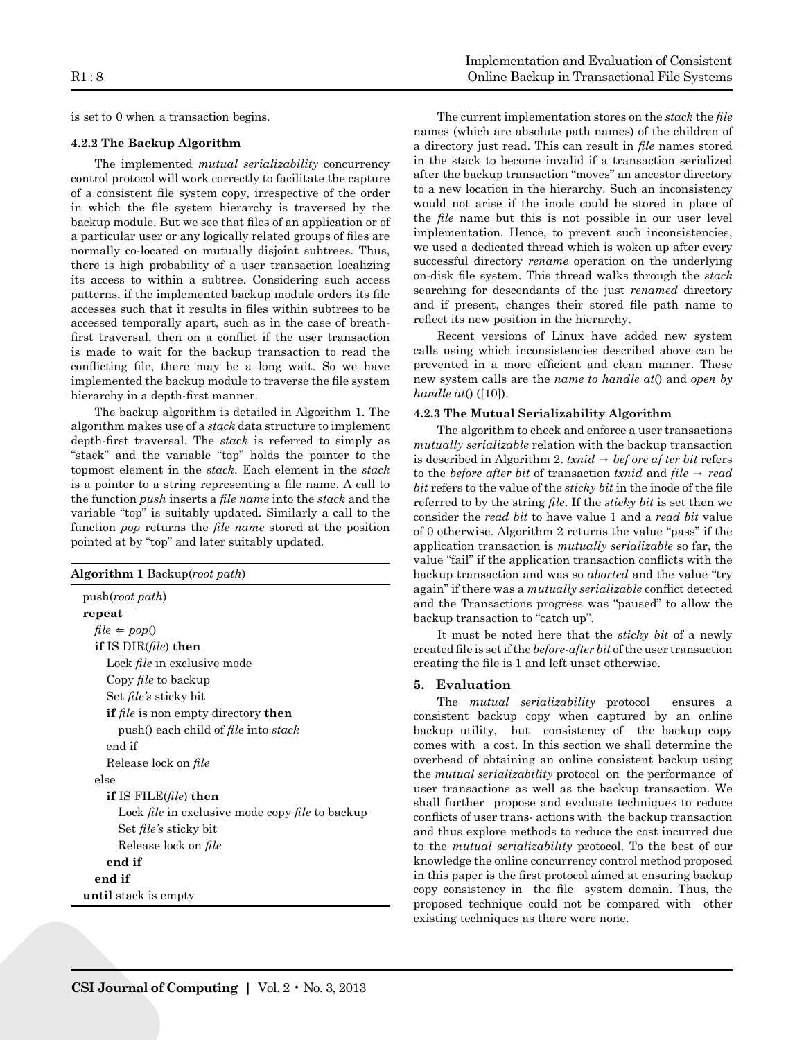is set to 0 when a transaction begins.

#### 4.2.2 The Backup Algorithm

The implemented *mutual serializability* concurrency control protocol will work correctly to facilitate the capture of a consistent file system copy, irrespective of the order in which the file system hierarchy is traversed by the backup module. But we see that files of an application or of a particular user or any logically related groups of files are normally co-located on mutually disjoint subtrees. Thus, there is high probability of a user transaction localizing its access to within a subtree. Considering such access patterns, if the implemented backup module orders its file accesses such that it results in files within subtrees to be accessed temporally apart, such as in the case of breath-first traversal, then on a conflict if the user transaction is made to wait for the backup transaction to read the conflicting file, there may be a long wait. So we have implemented the backup module to traverse the file system hierarchy in a depth-first manner.

The backup algorithm is detailed in Algorithm 1. The algorithm makes use of a *stack* data structure to implement depth-first traversal. The *stack* is referred to simply as "stack" and the variable "top" holds the pointer to the topmost element in the *stack*. Each element in the *stack* is a pointer to a string representing a file name. A call to the function *push* inserts a *file name* into the *stack* and the variable "top" is suitably updated. Similarly a call to the function *pop* returns the *file name* stored at the position pointed at by "top" and later suitably updated.

**Algorithm 1** Backup(*root_path*)

```
push(root_path)
repeat
  file ⇐ pop()
  if IS_DIR(file) then
    Lock file in exclusive mode
    Copy file to backup
    Set file's sticky bit
    if file is non empty directory then
      push() each child of file into stack
    end if
    Release lock on file
  else
    if IS_FILE(file) then
      Lock file in exclusive mode copy file to backup
      Set file's sticky bit
      Release lock on file
    end if
  end if
until stack is empty
```

The current implementation stores on the *stack* the *file* names (which are absolute path names) of the children of a directory just read. This can result in *file* names stored in the stack to become invalid if a transaction serialized after the backup transaction "moves" an ancestor directory to a new location in the hierarchy. Such an inconsistency would not arise if the inode could be stored in place of the *file* name but this is not possible in our user level implementation. Hence, to prevent such inconsistencies, we used a dedicated thread which is woken up after every successful directory *rename* operation on the underlying on-disk file system. This thread walks through the *stack* searching for descendants of the just *renamed* directory and if present, changes their stored file path name to reflect its new position in the hierarchy.

Recent versions of Linux have added new system calls using which inconsistencies described above can be prevented in a more efficient and clean manner. These new system calls are the *name to handle at*() and *open by handle at*() ([10]).

#### 4.2.3 The Mutual Serializability Algorithm

The algorithm to check and enforce a user transactions *mutually serializable* relation with the backup transaction is described in Algorithm 2. *txnid* → *bef ore af ter bit* refers to the *before after bit* of transaction *txnid* and *file* → *read bit* refers to the value of the *sticky bit* in the inode of the file referred to by the string *file*. If the *sticky bit* is set then we consider the *read bit* to have value 1 and a *read bit* value of 0 otherwise. Algorithm 2 returns the value "pass" if the application transaction is *mutually serializable* so far, the value "fail" if the application transaction conflicts with the backup transaction and was so *aborted* and the value "try again" if there was a *mutually serializable* conflict detected and the Transactions progress was "paused" to allow the backup transaction to "catch up".

It must be noted here that the *sticky bit* of a newly created file is set if the *before-after bit* of the user transaction creating the file is 1 and left unset otherwise.

## 5. Evaluation

The *mutual serializability* protocol ensures a consistent backup copy when captured by an online backup utility, but consistency of the backup copy comes with a cost. In this section we shall determine the overhead of obtaining an online consistent backup using the *mutual serializability* protocol on the performance of user transactions as well as the backup transaction. We shall further propose and evaluate techniques to reduce conflicts of user trans- actions with the backup transaction and thus explore methods to reduce the cost incurred due to the *mutual serializability* protocol. To the best of our knowledge the online concurrency control method proposed in this paper is the first protocol aimed at ensuring backup copy consistency in the file system domain. Thus, the proposed technique could not be compared with other existing techniques as there were none.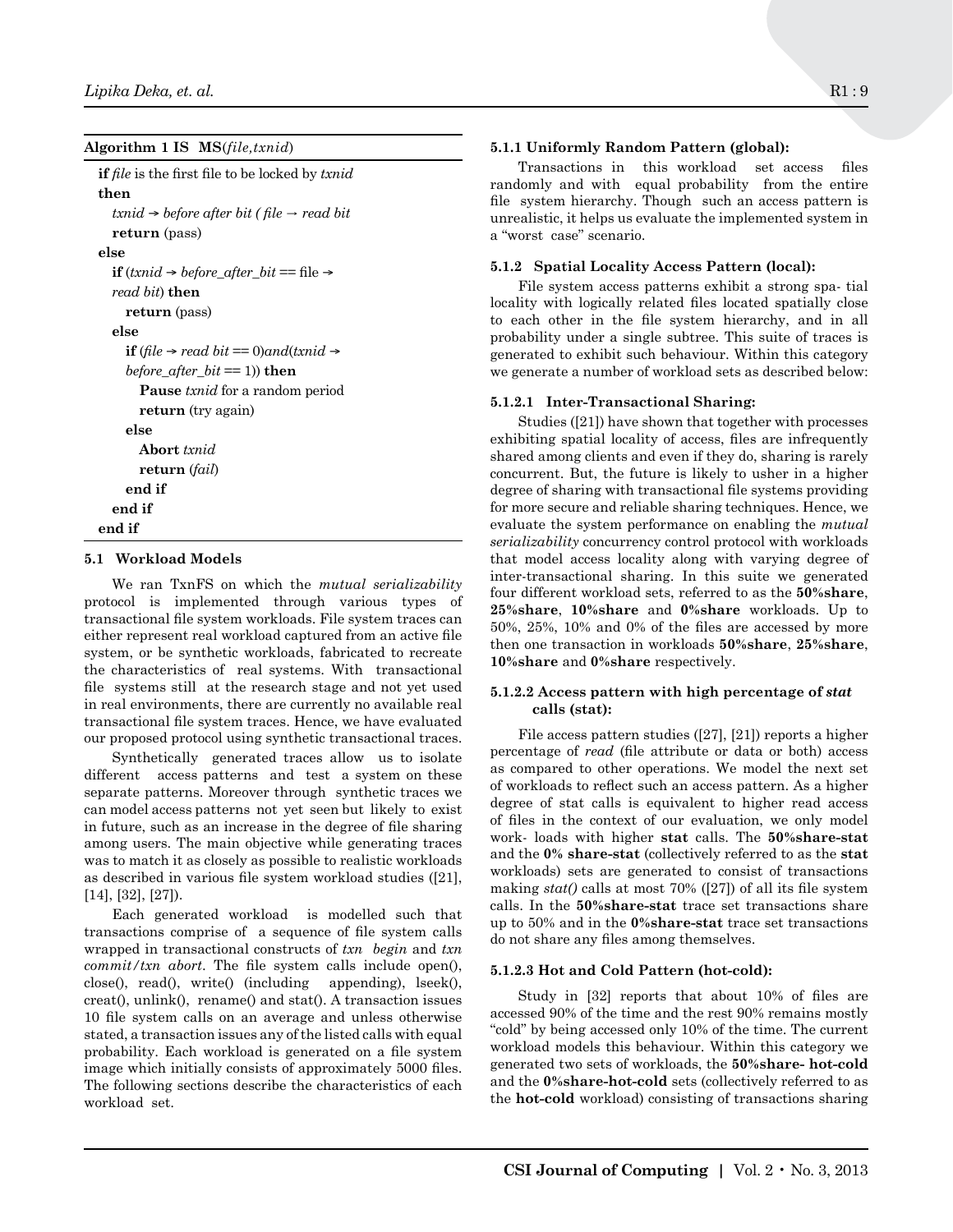**Algorithm 1 IS MS**(*file,txnid*)

```
if file is the first file to be locked by txnid
then
    txnid → before after bit ( file → read bit
    return (pass)
else
    if (txnid → before_after_bit == file →
    read bit) then
        return (pass)
    else
        if (file → read bit == 0)and(txnid →
        before_after_bit == 1)) then
            Pause txnid for a random period
            return (try again)
        else
            Abort txnid
            return (fail)
        end if
    end if
end if
```

### 5.1 Workload Models

We ran TxnFS on which the *mutual serializability* protocol is implemented through various types of transactional file system workloads. File system traces can either represent real workload captured from an active file system, or be synthetic workloads, fabricated to recreate the characteristics of real systems. With transactional file systems still at the research stage and not yet used in real environments, there are currently no available real transactional file system traces. Hence, we have evaluated our proposed protocol using synthetic transactional traces.

Synthetically generated traces allow us to isolate different access patterns and test a system on these separate patterns. Moreover through synthetic traces we can model access patterns not yet seen but likely to exist in future, such as an increase in the degree of file sharing among users. The main objective while generating traces was to match it as closely as possible to realistic workloads as described in various file system workload studies ([21], [14], [32], [27]).

Each generated workload is modelled such that transactions comprise of a sequence of file system calls wrapped in transactional constructs of *txn begin* and *txn commit/txn abort*. The file system calls include open(), close(), read(), write() (including appending), lseek(), creat(), unlink(), rename() and stat(). A transaction issues 10 file system calls on an average and unless otherwise stated, a transaction issues any of the listed calls with equal probability. Each workload is generated on a file system image which initially consists of approximately 5000 files. The following sections describe the characteristics of each workload set.

#### 5.1.1 Uniformly Random Pattern (global):

Transactions in this workload set access files randomly and with equal probability from the entire file system hierarchy. Though such an access pattern is unrealistic, it helps us evaluate the implemented system in a "worst case" scenario.

#### 5.1.2 Spatial Locality Access Pattern (local):

File system access patterns exhibit a strong spatial locality with logically related files located spatially close to each other in the file system hierarchy, and in all probability under a single subtree. This suite of traces is generated to exhibit such behaviour. Within this category we generate a number of workload sets as described below:

##### 5.1.2.1 Inter-Transactional Sharing:

Studies ([21]) have shown that together with processes exhibiting spatial locality of access, files are infrequently shared among clients and even if they do, sharing is rarely concurrent. But, the future is likely to usher in a higher degree of sharing with transactional file systems providing for more secure and reliable sharing techniques. Hence, we evaluate the system performance on enabling the *mutual serializability* concurrency control protocol with workloads that model access locality along with varying degree of inter-transactional sharing. In this suite we generated four different workload sets, referred to as the **50%share**, **25%share**, **10%share** and **0%share** workloads. Up to 50%, 25%, 10% and 0% of the files are accessed by more then one transaction in workloads **50%share**, **25%share**, **10%share** and **0%share** respectively.

##### 5.1.2.2 Access pattern with high percentage of *stat* calls (stat):

File access pattern studies ([27], [21]) reports a higher percentage of *read* (file attribute or data or both) access as compared to other operations. We model the next set of workloads to reflect such an access pattern. As a higher degree of stat calls is equivalent to higher read access of files in the context of our evaluation, we only model work- loads with higher **stat** calls. The **50%share-stat** and the **0% share-stat** (collectively referred to as the **stat** workloads) sets are generated to consist of transactions making *stat()* calls at most 70% ([27]) of all its file system calls. In the **50%share-stat** trace set transactions share up to 50% and in the **0%share-stat** trace set transactions do not share any files among themselves.

##### 5.1.2.3 Hot and Cold Pattern (hot-cold):

Study in [32] reports that about 10% of files are accessed 90% of the time and the rest 90% remains mostly "cold" by being accessed only 10% of the time. The current workload models this behaviour. Within this category we generated two sets of workloads, the **50%share- hot-cold** and the **0%share-hot-cold** sets (collectively referred to as the **hot-cold** workload) consisting of transactions sharing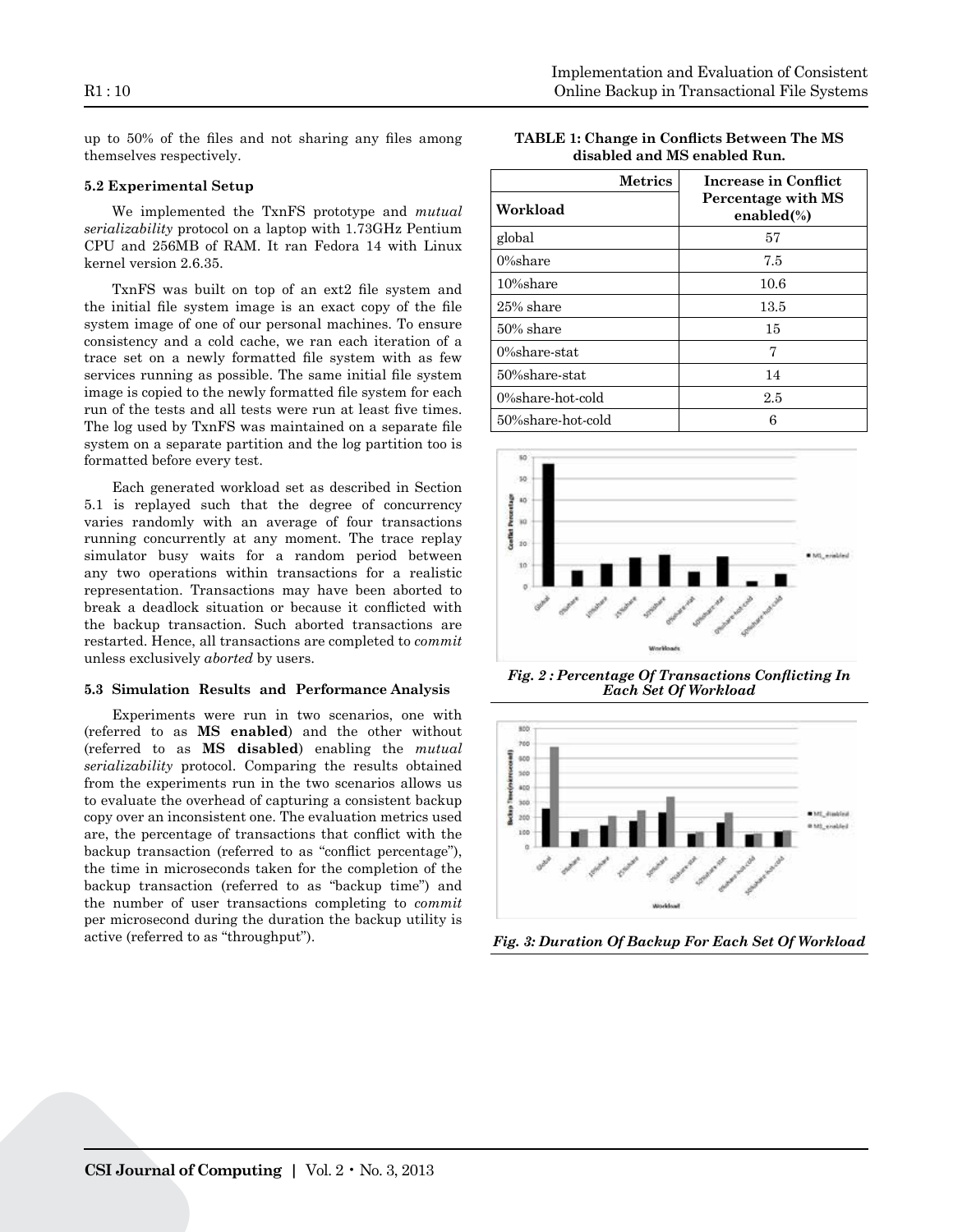up to 50% of the files and not sharing any files among themselves respectively.

### 5.2 Experimental Setup

We implemented the TxnFS prototype and *mutual serializability* protocol on a laptop with 1.73GHz Pentium CPU and 256MB of RAM. It ran Fedora 14 with Linux kernel version 2.6.35.

TxnFS was built on top of an ext2 file system and the initial file system image is an exact copy of the file system image of one of our personal machines. To ensure consistency and a cold cache, we ran each iteration of a trace set on a newly formatted file system with as few services running as possible. The same initial file system image is copied to the newly formatted file system for each run of the tests and all tests were run at least five times. The log used by TxnFS was maintained on a separate file system on a separate partition and the log partition too is formatted before every test.

Each generated workload set as described in Section 5.1 is replayed such that the degree of concurrency varies randomly with an average of four transactions running concurrently at any moment. The trace replay simulator busy waits for a random period between any two operations within transactions for a realistic representation. Transactions may have been aborted to break a deadlock situation or because it conflicted with the backup transaction. Such aborted transactions are restarted. Hence, all transactions are completed to *commit* unless exclusively *aborted* by users.

### 5.3 Simulation Results and Performance Analysis

Experiments were run in two scenarios, one with (referred to as **MS enabled**) and the other without (referred to as **MS disabled**) enabling the *mutual serializability* protocol. Comparing the results obtained from the experiments run in the two scenarios allows us to evaluate the overhead of capturing a consistent backup copy over an inconsistent one. The evaluation metrics used are, the percentage of transactions that conflict with the backup transaction (referred to as "conflict percentage"), the time in microseconds taken for the completion of the backup transaction (referred to as "backup time") and the number of user transactions completing to *commit* per microsecond during the duration the backup utility is active (referred to as "throughput").

**TABLE 1: Change in Conflicts Between The MS disabled and MS enabled Run.**

| Metrics / Workload | Increase in Conflict Percentage with MS enabled(%) |
|---|---|
| global | 57 |
| 0%share | 7.5 |
| 10%share | 10.6 |
| 25% share | 13.5 |
| 50% share | 15 |
| 0%share-stat | 7 |
| 50%share-stat | 14 |
| 0%share-hot-cold | 2.5 |
| 50%share-hot-cold | 6 |

*Fig. 2 : Percentage Of Transactions Conflicting In Each Set Of Workload*

*Fig. 3: Duration Of Backup For Each Set Of Workload*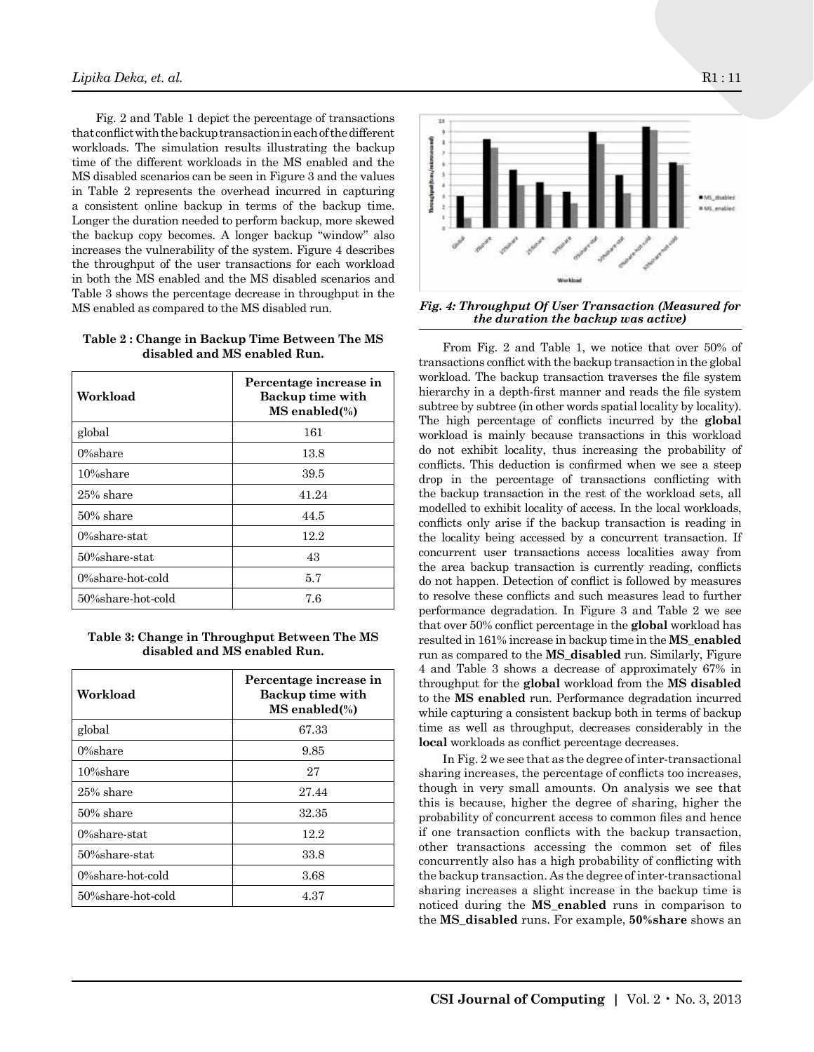Fig. 2 and Table 1 depict the percentage of transactions that conflict with the backup transaction in each of the different workloads. The simulation results illustrating the backup time of the different workloads in the MS enabled and the MS disabled scenarios can be seen in Figure 3 and the values in Table 2 represents the overhead incurred in capturing a consistent online backup in terms of the backup time. Longer the duration needed to perform backup, more skewed the backup copy becomes. A longer backup "window" also increases the vulnerability of the system. Figure 4 describes the throughput of the user transactions for each workload in both the MS enabled and the MS disabled scenarios and Table 3 shows the percentage decrease in throughput in the MS enabled as compared to the MS disabled run.

**Table 2 : Change in Backup Time Between The MS disabled and MS enabled Run.**

| Workload | Percentage increase in Backup time with MS enabled(%) |
|---|---|
| global | 161 |
| 0%share | 13.8 |
| 10%share | 39.5 |
| 25% share | 41.24 |
| 50% share | 44.5 |
| 0%share-stat | 12.2 |
| 50%share-stat | 43 |
| 0%share-hot-cold | 5.7 |
| 50%share-hot-cold | 7.6 |

**Table 3: Change in Throughput Between The MS disabled and MS enabled Run.**

| Workload | Percentage increase in Backup time with MS enabled(%) |
|---|---|
| global | 67.33 |
| 0%share | 9.85 |
| 10%share | 27 |
| 25% share | 27.44 |
| 50% share | 32.35 |
| 0%share-stat | 12.2 |
| 50%share-stat | 33.8 |
| 0%share-hot-cold | 3.68 |
| 50%share-hot-cold | 4.37 |

*Fig. 4: Throughput Of User Transaction (Measured for the duration the backup was active)*

From Fig. 2 and Table 1, we notice that over 50% of transactions conflict with the backup transaction in the global workload. The backup transaction traverses the file system hierarchy in a depth-first manner and reads the file system subtree by subtree (in other words spatial locality by locality). The high percentage of conflicts incurred by the **global** workload is mainly because transactions in this workload do not exhibit locality, thus increasing the probability of conflicts. This deduction is confirmed when we see a steep drop in the percentage of transactions conflicting with the backup transaction in the rest of the workload sets, all modelled to exhibit locality of access. In the local workloads, conflicts only arise if the backup transaction is reading in the locality being accessed by a concurrent transaction. If concurrent user transactions access localities away from the area backup transaction is currently reading, conflicts do not happen. Detection of conflict is followed by measures to resolve these conflicts and such measures lead to further performance degradation. In Figure 3 and Table 2 we see that over 50% conflict percentage in the **global** workload has resulted in 161% increase in backup time in the **MS_enabled** run as compared to the **MS_disabled** run. Similarly, Figure 4 and Table 3 shows a decrease of approximately 67% in throughput for the **global** workload from the **MS disabled** to the **MS enabled** run. Performance degradation incurred while capturing a consistent backup both in terms of backup time as well as throughput, decreases considerably in the **local** workloads as conflict percentage decreases.

In Fig. 2 we see that as the degree of inter-transactional sharing increases, the percentage of conflicts too increases, though in very small amounts. On analysis we see that this is because, higher the degree of sharing, higher the probability of concurrent access to common files and hence if one transaction conflicts with the backup transaction, other transactions accessing the common set of files concurrently also has a high probability of conflicting with the backup transaction. As the degree of inter-transactional sharing increases a slight increase in the backup time is noticed during the **MS_enabled** runs in comparison to the **MS_disabled** runs. For example, **50%share** shows an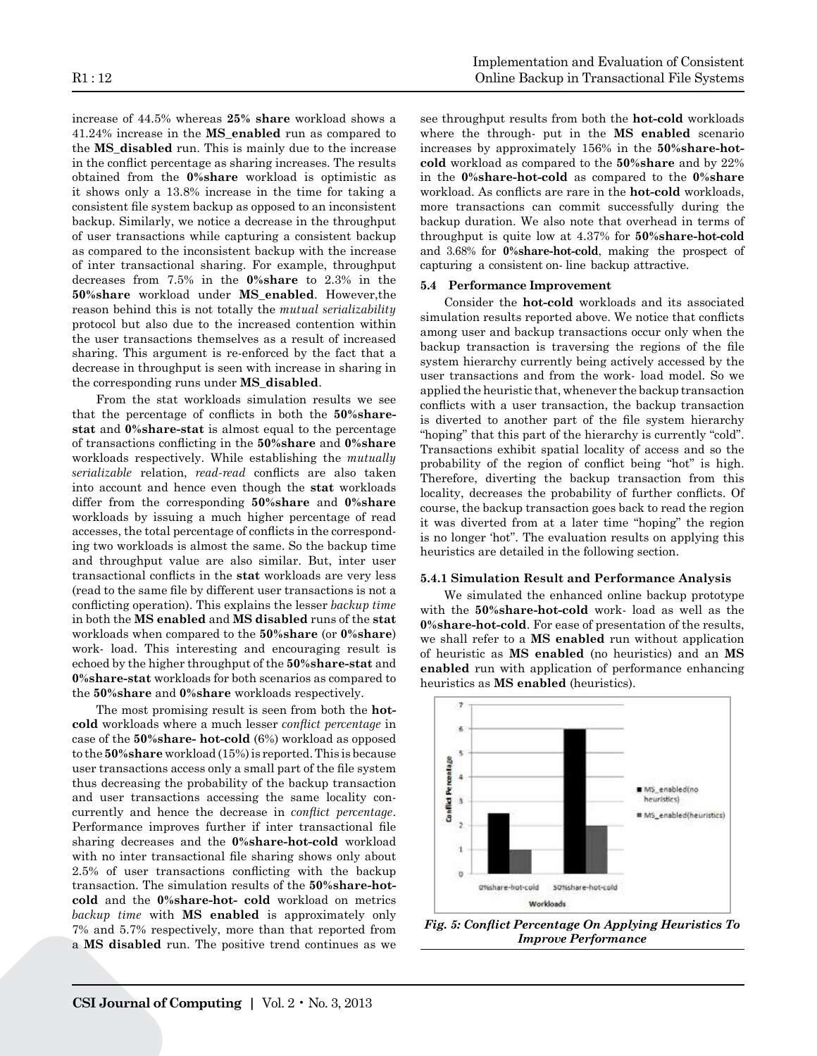increase of 44.5% whereas **25% share** workload shows a 41.24% increase in the **MS_enabled** run as compared to the **MS_disabled** run. This is mainly due to the increase in the conflict percentage as sharing increases. The results obtained from the **0%share** workload is optimistic as it shows only a 13.8% increase in the time for taking a consistent file system backup as opposed to an inconsistent backup. Similarly, we notice a decrease in the throughput of user transactions while capturing a consistent backup as compared to the inconsistent backup with the increase of inter transactional sharing. For example, throughput decreases from 7.5% in the **0%share** to 2.3% in the **50%share** workload under **MS_enabled**. However,the reason behind this is not totally the *mutual serializability* protocol but also due to the increased contention within the user transactions themselves as a result of increased sharing. This argument is re-enforced by the fact that a decrease in throughput is seen with increase in sharing in the corresponding runs under **MS_disabled**.

From the stat workloads simulation results we see that the percentage of conflicts in both the **50%share-stat** and **0%share-stat** is almost equal to the percentage of transactions conflicting in the **50%share** and **0%share** workloads respectively. While establishing the *mutually serializable* relation, *read-read* conflicts are also taken into account and hence even though the **stat** workloads differ from the corresponding **50%share** and **0%share** workloads by issuing a much higher percentage of read accesses, the total percentage of conflicts in the corresponding two workloads is almost the same. So the backup time and throughput value are also similar. But, inter user transactional conflicts in the **stat** workloads are very less (read to the same file by different user transactions is not a conflicting operation). This explains the lesser *backup time* in both the **MS enabled** and **MS disabled** runs of the **stat** workloads when compared to the **50%share** (or **0%share**) work- load. This interesting and encouraging result is echoed by the higher throughput of the **50%share-stat** and **0%share-stat** workloads for both scenarios as compared to the **50%share** and **0%share** workloads respectively.

The most promising result is seen from both the **hot-cold** workloads where a much lesser *conflict percentage* in case of the **50%share- hot-cold** (6%) workload as opposed to the **50%share** workload (15%) is reported. This is because user transactions access only a small part of the file system thus decreasing the probability of the backup transaction and user transactions accessing the same locality con- currently and hence the decrease in *conflict percentage*. Performance improves further if inter transactional file sharing decreases and the **0%share-hot-cold** workload with no inter transactional file sharing shows only about 2.5% of user transactions conflicting with the backup transaction. The simulation results of the **50%share-hot-cold** and the **0%share-hot- cold** workload on metrics *backup time* with **MS enabled** is approximately only 7% and 5.7% respectively, more than that reported from a **MS disabled** run. The positive trend continues as we see throughput results from both the **hot-cold** workloads where the through- put in the **MS enabled** scenario increases by approximately 156% in the **50%share-hot-cold** workload as compared to the **50%share** and by 22% in the **0%share-hot-cold** as compared to the **0%share** workload. As conflicts are rare in the **hot-cold** workloads, more transactions can commit successfully during the backup duration. We also note that overhead in terms of throughput is quite low at 4.37% for **50%share-hot-cold** and 3.68% for **0%share-hot-cold**, making the prospect of capturing a consistent on- line backup attractive.

### 5.4 Performance Improvement

Consider the **hot-cold** workloads and its associated simulation results reported above. We notice that conflicts among user and backup transactions occur only when the backup transaction is traversing the regions of the file system hierarchy currently being actively accessed by the user transactions and from the work- load model. So we applied the heuristic that, whenever the backup transaction conflicts with a user transaction, the backup transaction is diverted to another part of the file system hierarchy "hoping" that this part of the hierarchy is currently "cold". Transactions exhibit spatial locality of access and so the probability of the region of conflict being "hot" is high. Therefore, diverting the backup transaction from this locality, decreases the probability of further conflicts. Of course, the backup transaction goes back to read the region it was diverted from at a later time "hoping" the region is no longer 'hot". The evaluation results on applying this heuristics are detailed in the following section.

#### 5.4.1 Simulation Result and Performance Analysis

We simulated the enhanced online backup prototype with the **50%share-hot-cold** work- load as well as the **0%share-hot-cold**. For ease of presentation of the results, we shall refer to a **MS enabled** run without application of heuristic as **MS enabled** (no heuristics) and an **MS enabled** run with application of performance enhancing heuristics as **MS enabled** (heuristics).

*Fig. 5: Conflict Percentage On Applying Heuristics To Improve Performance*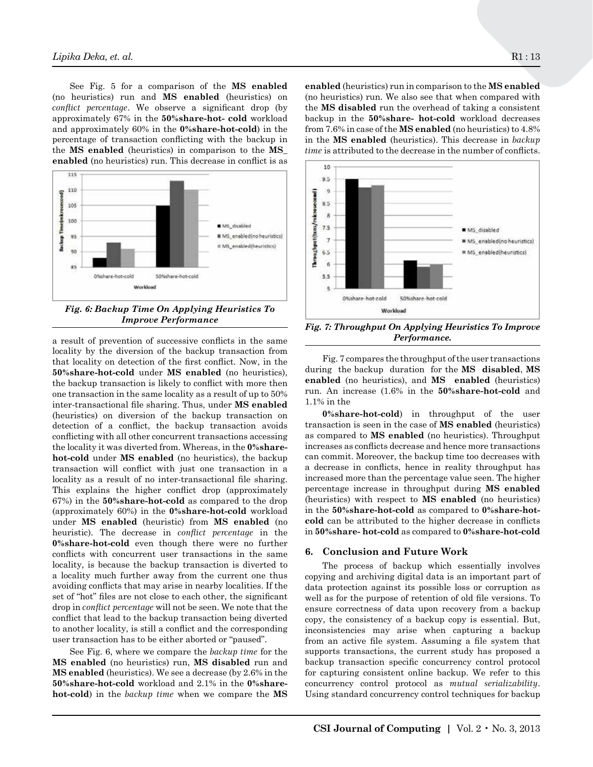See Fig. 5 for a comparison of the **MS enabled** (no heuristics) run and **MS enabled** (heuristics) on *conflict percentage*. We observe a significant drop (by approximately 67% in the **50%share-hot- cold** workload and approximately 60% in the **0%share-hot-cold**) in the percentage of transaction conflicting with the backup in the **MS enabled** (heuristics) in comparison to the **MS_ enabled** (no heuristics) run. This decrease in conflict is as a result of prevention of successive conflicts in the same locality by the diversion of the backup transaction from that locality on detection of the first conflict. Now, in the **50%share-hot-cold** under **MS enabled** (no heuristics), the backup transaction is likely to conflict with more then one transaction in the same locality as a result of up to 50% inter-transactional file sharing. Thus, under **MS enabled** (heuristics) on diversion of the backup transaction on detection of a conflict, the backup transaction avoids conflicting with all other concurrent transactions accessing the locality it was diverted from. Whereas, in the **0%share-hot-cold** under **MS enabled** (no heuristics), the backup transaction will conflict with just one transaction in a locality as a result of no inter-transactional file sharing. This explains the higher conflict drop (approximately 67%) in the **50%share-hot-cold** as compared to the drop (approximately 60%) in the **0%share-hot-cold** workload under **MS enabled** (heuristic) from **MS enabled** (no heuristic). The decrease in *conflict percentage* in the **0%share-hot-cold** even though there were no further conflicts with concurrent user transactions in the same locality, is because the backup transaction is diverted to a locality much further away from the current one thus avoiding conflicts that may arise in nearby localities. If the set of "hot" files are not close to each other, the significant drop in *conflict percentage* will not be seen. We note that the conflict that lead to the backup transaction being diverted to another locality, is still a conflict and the corresponding user transaction has to be either aborted or "paused".

*Fig. 6: Backup Time On Applying Heuristics To Improve Performance*

See Fig. 6, where we compare the *backup time* for the **MS enabled** (no heuristics) run, **MS disabled** run and **MS enabled** (heuristics). We see a decrease (by 2.6% in the **50%share-hot-cold** workload and 2.1% in the **0%share-hot-cold**) in the *backup time* when we compare the **MS enabled** (heuristics) run in comparison to the **MS enabled** (no heuristics) run. We also see that when compared with the **MS disabled** run the overhead of taking a consistent backup in the **50%share- hot-cold** workload decreases from 7.6% in case of the **MS enabled** (no heuristics) to 4.8% in the **MS enabled** (heuristics). This decrease in *backup time* is attributed to the decrease in the number of conflicts.

*Fig. 7: Throughput On Applying Heuristics To Improve Performance.*

Fig. 7 compares the throughput of the user transactions during the backup duration for the **MS disabled**, **MS enabled** (no heuristics), and **MS enabled** (heuristics) run. An increase (1.6% in the **50%share-hot-cold** and 1.1% in the **0%share-hot-cold**) in throughput of the user transaction is seen in the case of **MS enabled** (heuristics) as compared to **MS enabled** (no heuristics). Throughput increases as conflicts decrease and hence more transactions can commit. Moreover, the backup time too decreases with a decrease in conflicts, hence in reality throughput has increased more than the percentage value seen. The higher percentage increase in throughput during **MS enabled** (heuristics) with respect to **MS enabled** (no heuristics) in the **50%share-hot-cold** as compared to **0%share-hot-cold** can be attributed to the higher decrease in conflicts in **50%share- hot-cold** as compared to **0%share-hot-cold**

## 6. Conclusion and Future Work

The process of backup which essentially involves copying and archiving digital data is an important part of data protection against its possible loss or corruption as well as for the purpose of retention of old file versions. To ensure correctness of data upon recovery from a backup copy, the consistency of a backup copy is essential. But, inconsistencies may arise when capturing a backup from an active file system. Assuming a file system that supports transactions, the current study has proposed a backup transaction specific concurrency control protocol for capturing consistent online backup. We refer to this concurrency control protocol as *mutual serializability*. Using standard concurrency control techniques for backup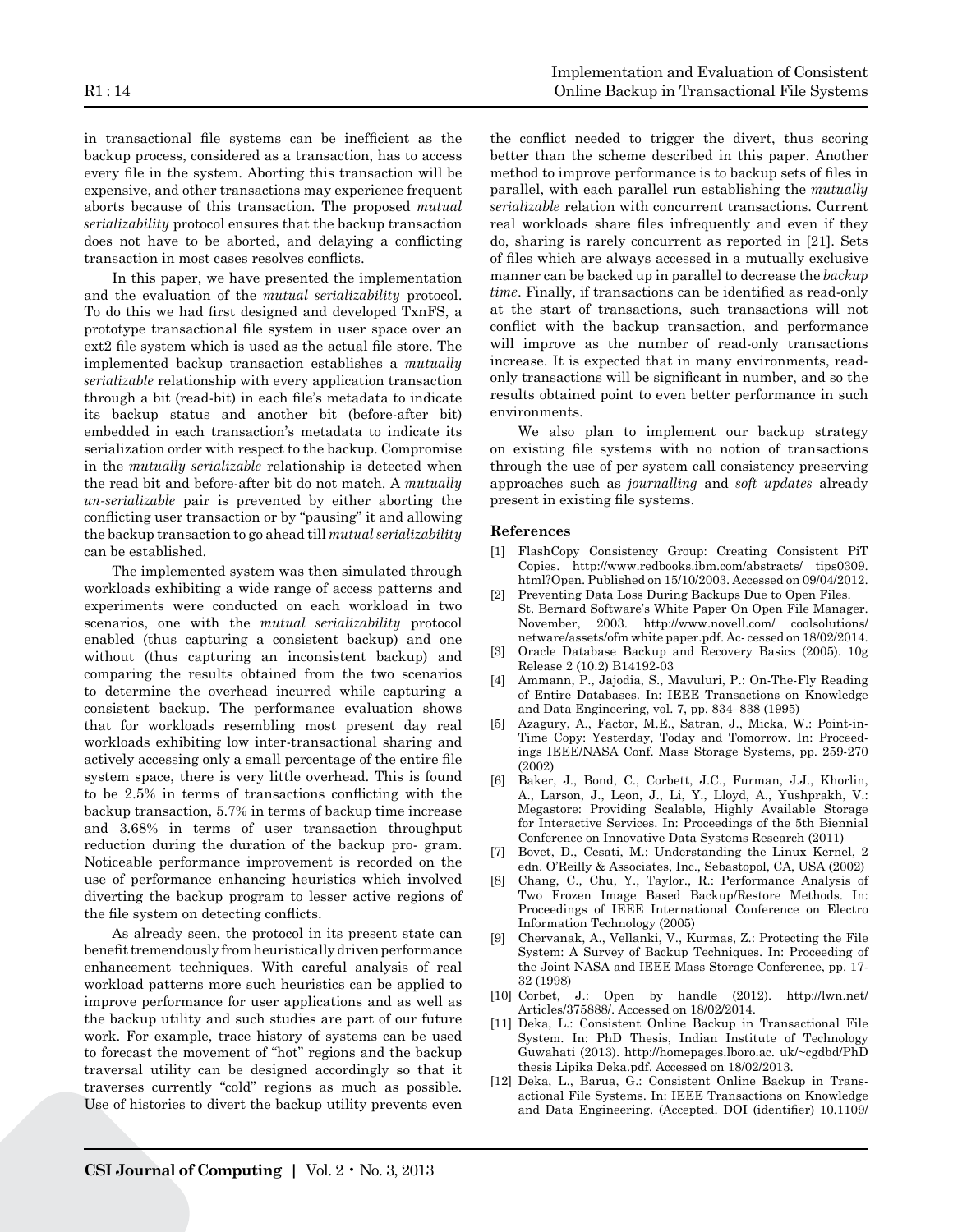in transactional file systems can be inefficient as the backup process, considered as a transaction, has to access every file in the system. Aborting this transaction will be expensive, and other transactions may experience frequent aborts because of this transaction. The proposed *mutual serializability* protocol ensures that the backup transaction does not have to be aborted, and delaying a conflicting transaction in most cases resolves conflicts.

In this paper, we have presented the implementation and the evaluation of the *mutual serializability* protocol. To do this we had first designed and developed TxnFS, a prototype transactional file system in user space over an ext2 file system which is used as the actual file store. The implemented backup transaction establishes a *mutually serializable* relationship with every application transaction through a bit (read-bit) in each file's metadata to indicate its backup status and another bit (before-after bit) embedded in each transaction's metadata to indicate its serialization order with respect to the backup. Compromise in the *mutually serializable* relationship is detected when the read bit and before-after bit do not match. A *mutually un-serializable* pair is prevented by either aborting the conflicting user transaction or by "pausing" it and allowing the backup transaction to go ahead till *mutual serializability* can be established.

The implemented system was then simulated through workloads exhibiting a wide range of access patterns and experiments were conducted on each workload in two scenarios, one with the *mutual serializability* protocol enabled (thus capturing a consistent backup) and one without (thus capturing an inconsistent backup) and comparing the results obtained from the two scenarios to determine the overhead incurred while capturing a consistent backup. The performance evaluation shows that for workloads resembling most present day real workloads exhibiting low inter-transactional sharing and actively accessing only a small percentage of the entire file system space, there is very little overhead. This is found to be 2.5% in terms of transactions conflicting with the backup transaction, 5.7% in terms of backup time increase and 3.68% in terms of user transaction throughput reduction during the duration of the backup pro- gram. Noticeable performance improvement is recorded on the use of performance enhancing heuristics which involved diverting the backup program to lesser active regions of the file system on detecting conflicts.

As already seen, the protocol in its present state can benefit tremendously from heuristically driven performance enhancement techniques. With careful analysis of real workload patterns more such heuristics can be applied to improve performance for user applications and as well as the backup utility and such studies are part of our future work. For example, trace history of systems can be used to forecast the movement of "hot" regions and the backup traversal utility can be designed accordingly so that it traverses currently "cold" regions as much as possible. Use of histories to divert the backup utility prevents even the conflict needed to trigger the divert, thus scoring better than the scheme described in this paper. Another method to improve performance is to backup sets of files in parallel, with each parallel run establishing the *mutually serializable* relation with concurrent transactions. Current real workloads share files infrequently and even if they do, sharing is rarely concurrent as reported in [21]. Sets of files which are always accessed in a mutually exclusive manner can be backed up in parallel to decrease the *backup time*. Finally, if transactions can be identified as read-only at the start of transactions, such transactions will not conflict with the backup transaction, and performance will improve as the number of read-only transactions increase. It is expected that in many environments, read-only transactions will be significant in number, and so the results obtained point to even better performance in such environments.

We also plan to implement our backup strategy on existing file systems with no notion of transactions through the use of per system call consistency preserving approaches such as *journalling* and *soft updates* already present in existing file systems.

#### References

[1] FlashCopy Consistency Group: Creating Consistent PiT Copies. http://www.redbooks.ibm.com/abstracts/ tips0309.html?Open. Published on 15/10/2003. Accessed on 09/04/2012.

[2] Preventing Data Loss During Backups Due to Open Files. St. Bernard Software's White Paper On Open File Manager. November, 2003. http://www.novell.com/ coolsolutions/ netware/assets/ofm white paper.pdf. Ac- cessed on 18/02/2014.

[3] Oracle Database Backup and Recovery Basics (2005). 10g Release 2 (10.2) B14192-03

[4] Ammann, P., Jajodia, S., Mavuluri, P.: On-The-Fly Reading of Entire Databases. In: IEEE Transactions on Knowledge and Data Engineering, vol. 7, pp. 834–838 (1995)

[5] Azagury, A., Factor, M.E., Satran, J., Micka, W.: Point-in-Time Copy: Yesterday, Today and Tomorrow. In: Proceedings IEEE/NASA Conf. Mass Storage Systems, pp. 259-270 (2002)

[6] Baker, J., Bond, C., Corbett, J.C., Furman, J.J., Khorlin, A., Larson, J., Leon, J., Li, Y., Lloyd, A., Yushprakh, V.: Megastore: Providing Scalable, Highly Available Storage for Interactive Services. In: Proceedings of the 5th Biennial Conference on Innovative Data Systems Research (2011)

[7] Bovet, D., Cesati, M.: Understanding the Linux Kernel, 2 edn. O'Reilly & Associates, Inc., Sebastopol, CA, USA (2002)

[8] Chang, C., Chu, Y., Taylor., R.: Performance Analysis of Two Frozen Image Based Backup/Restore Methods. In: Proceedings of IEEE International Conference on Electro Information Technology (2005)

[9] Chervanak, A., Vellanki, V., Kurmas, Z.: Protecting the File System: A Survey of Backup Techniques. In: Proceeding of the Joint NASA and IEEE Mass Storage Conference, pp. 17-32 (1998)

[10] Corbet, J.: Open by handle (2012). http://lwn.net/ Articles/375888/. Accessed on 18/02/2014.

[11] Deka, L.: Consistent Online Backup in Transactional File System. In: PhD Thesis, Indian Institute of Technology Guwahati (2013). http://homepages.lboro.ac. uk/~cgdbd/PhD thesis Lipika Deka.pdf. Accessed on 18/02/2013.

[12] Deka, L., Barua, G.: Consistent Online Backup in Transactional File Systems. In: IEEE Transactions on Knowledge and Data Engineering. (Accepted. DOI (identifier) 10.1109/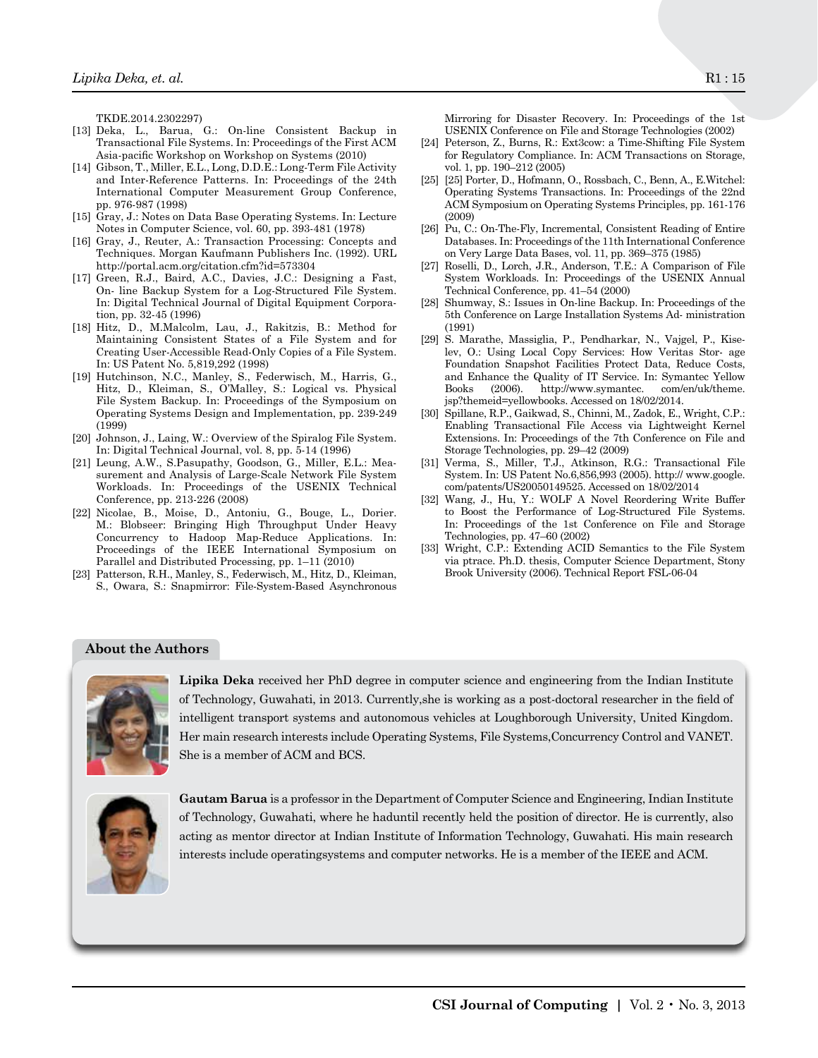TKDE.2014.2302297)

[13] Deka, L., Barua, G.: On-line Consistent Backup in Transactional File Systems. In: Proceedings of the First ACM Asia-pacific Workshop on Workshop on Systems (2010)

[14] Gibson, T., Miller, E.L., Long, D.D.E.: Long-Term File Activity and Inter-Reference Patterns. In: Proceedings of the 24th International Computer Measurement Group Conference, pp. 976-987 (1998)

[15] Gray, J.: Notes on Data Base Operating Systems. In: Lecture Notes in Computer Science, vol. 60, pp. 393-481 (1978)

[16] Gray, J., Reuter, A.: Transaction Processing: Concepts and Techniques. Morgan Kaufmann Publishers Inc. (1992). URL http://portal.acm.org/citation.cfm?id=573304

[17] Green, R.J., Baird, A.C., Davies, J.C.: Designing a Fast, On- line Backup System for a Log-Structured File System. In: Digital Technical Journal of Digital Equipment Corporation, pp. 32-45 (1996)

[18] Hitz, D., M.Malcolm, Lau, J., Rakitzis, B.: Method for Maintaining Consistent States of a File System and for Creating User-Accessible Read-Only Copies of a File System. In: US Patent No. 5,819,292 (1998)

[19] Hutchinson, N.C., Manley, S., Federwisch, M., Harris, G., Hitz, D., Kleiman, S., O'Malley, S.: Logical vs. Physical File System Backup. In: Proceedings of the Symposium on Operating Systems Design and Implementation, pp. 239-249 (1999)

[20] Johnson, J., Laing, W.: Overview of the Spiralog File System. In: Digital Technical Journal, vol. 8, pp. 5-14 (1996)

[21] Leung, A.W., S.Pasupathy, Goodson, G., Miller, E.L.: Measurement and Analysis of Large-Scale Network File System Workloads. In: Proceedings of the USENIX Technical Conference, pp. 213-226 (2008)

[22] Nicolae, B., Moise, D., Antoniu, G., Bouge, L., Dorier. M.: Blobseer: Bringing High Throughput Under Heavy Concurrency to Hadoop Map-Reduce Applications. In: Proceedings of the IEEE International Symposium on Parallel and Distributed Processing, pp. 1–11 (2010)

[23] Patterson, R.H., Manley, S., Federwisch, M., Hitz, D., Kleiman, S., Owara, S.: Snapmirror: File-System-Based Asynchronous Mirroring for Disaster Recovery. In: Proceedings of the 1st USENIX Conference on File and Storage Technologies (2002)

[24] Peterson, Z., Burns, R.: Ext3cow: a Time-Shifting File System for Regulatory Compliance. In: ACM Transactions on Storage, vol. 1, pp. 190–212 (2005)

[25] [25] Porter, D., Hofmann, O., Rossbach, C., Benn, A., E.Witchel: Operating Systems Transactions. In: Proceedings of the 22nd ACM Symposium on Operating Systems Principles, pp. 161-176 (2009)

[26] Pu, C.: On-The-Fly, Incremental, Consistent Reading of Entire Databases. In: Proceedings of the 11th International Conference on Very Large Data Bases, vol. 11, pp. 369–375 (1985)

[27] Roselli, D., Lorch, J.R., Anderson, T.E.: A Comparison of File System Workloads. In: Proceedings of the USENIX Annual Technical Conference, pp. 41–54 (2000)

[28] Shumway, S.: Issues in On-line Backup. In: Proceedings of the 5th Conference on Large Installation Systems Ad- ministration (1991)

[29] S. Marathe, Massiglia, P., Pendharkar, N., Vajgel, P., Kiselev, O.: Using Local Copy Services: How Veritas Stor- age Foundation Snapshot Facilities Protect Data, Reduce Costs, and Enhance the Quality of IT Service. In: Symantec Yellow Books (2006). http://www.symantec. com/en/uk/theme.jsp?themeid=yellowbooks. Accessed on 18/02/2014.

[30] Spillane, R.P., Gaikwad, S., Chinni, M., Zadok, E., Wright, C.P.: Enabling Transactional File Access via Lightweight Kernel Extensions. In: Proceedings of the 7th Conference on File and Storage Technologies, pp. 29–42 (2009)

[31] Verma, S., Miller, T.J., Atkinson, R.G.: Transactional File System. In: US Patent No.6,856,993 (2005). http:// www.google.com/patents/US20050149525. Accessed on 18/02/2014

[32] Wang, J., Hu, Y.: WOLF A Novel Reordering Write Buffer to Boost the Performance of Log-Structured File Systems. In: Proceedings of the 1st Conference on File and Storage Technologies, pp. 47–60 (2002)

[33] Wright, C.P.: Extending ACID Semantics to the File System via ptrace. Ph.D. thesis, Computer Science Department, Stony Brook University (2006). Technical Report FSL-06-04

## About the Authors

**Lipika Deka** received her PhD degree in computer science and engineering from the Indian Institute of Technology, Guwahati, in 2013. Currently,she is working as a post-doctoral researcher in the field of intelligent transport systems and autonomous vehicles at Loughborough University, United Kingdom. Her main research interests include Operating Systems, File Systems,Concurrency Control and VANET. She is a member of ACM and BCS.

**Gautam Barua** is a professor in the Department of Computer Science and Engineering, Indian Institute of Technology, Guwahati, where he haduntil recently held the position of director. He is currently, also acting as mentor director at Indian Institute of Information Technology, Guwahati. His main research interests include operatingsystems and computer networks. He is a member of the IEEE and ACM.